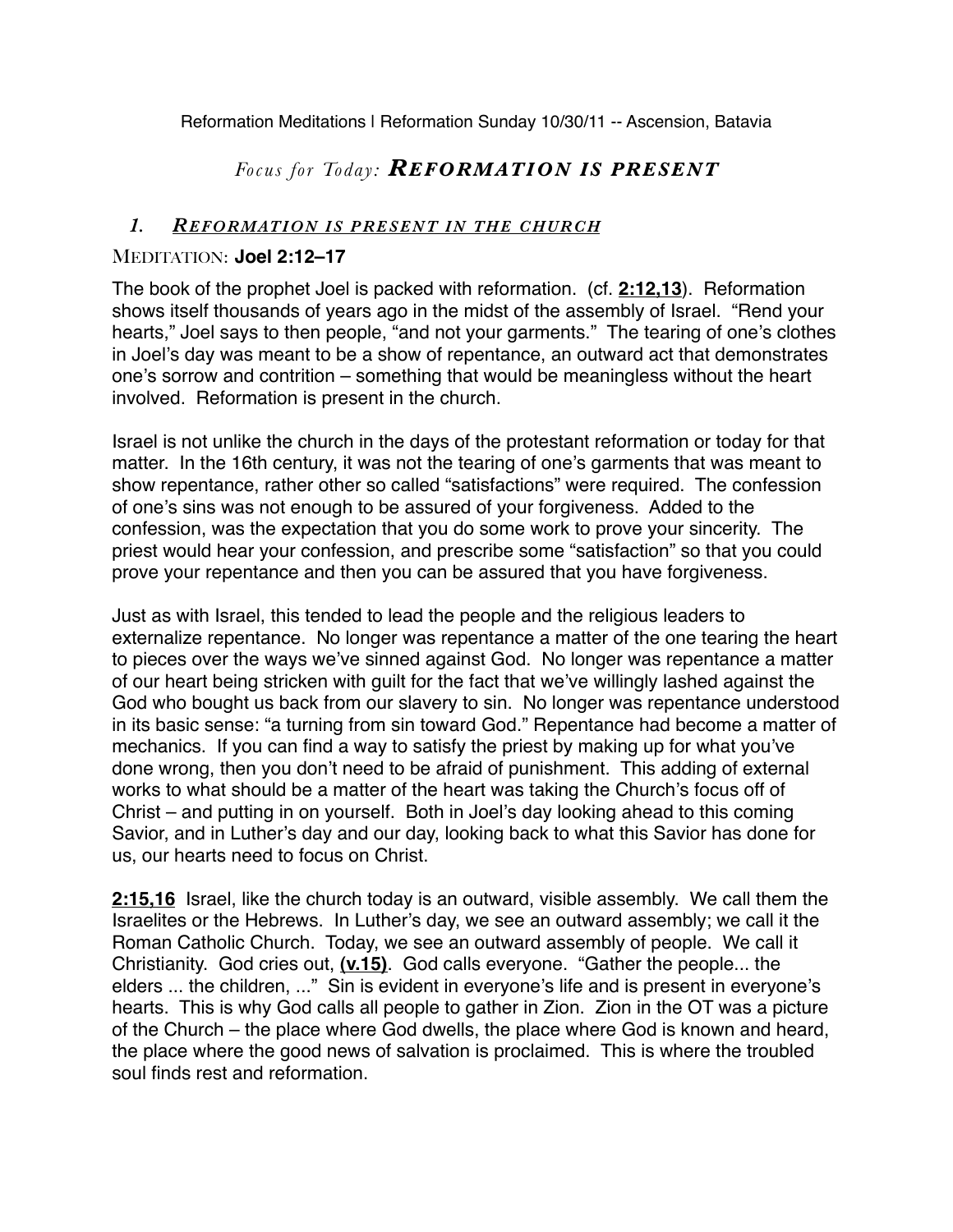Reformation Meditations | Reformation Sunday 10/30/11 -- Ascension, Batavia

# *Focus for Today:* ***REFORMATION IS PRESENT***

## *1. <u>REFORMATION IS PRESENT IN THE CHURCH</u>*

MEDITATION: **Joel 2:12–17**

The book of the prophet Joel is packed with reformation. (cf. **<u>2:12,13</u>**). Reformation shows itself thousands of years ago in the midst of the assembly of Israel. "Rend your hearts," Joel says to then people, "and not your garments." The tearing of one's clothes in Joel's day was meant to be a show of repentance, an outward act that demonstrates one's sorrow and contrition – something that would be meaningless without the heart involved. Reformation is present in the church.

Israel is not unlike the church in the days of the protestant reformation or today for that matter. In the 16th century, it was not the tearing of one's garments that was meant to show repentance, rather other so called "satisfactions" were required. The confession of one's sins was not enough to be assured of your forgiveness. Added to the confession, was the expectation that you do some work to prove your sincerity. The priest would hear your confession, and prescribe some "satisfaction" so that you could prove your repentance and then you can be assured that you have forgiveness.

Just as with Israel, this tended to lead the people and the religious leaders to externalize repentance. No longer was repentance a matter of the one tearing the heart to pieces over the ways we've sinned against God. No longer was repentance a matter of our heart being stricken with guilt for the fact that we've willingly lashed against the God who bought us back from our slavery to sin. No longer was repentance understood in its basic sense: "a turning from sin toward God." Repentance had become a matter of mechanics. If you can find a way to satisfy the priest by making up for what you've done wrong, then you don't need to be afraid of punishment. This adding of external works to what should be a matter of the heart was taking the Church's focus off of Christ – and putting in on yourself. Both in Joel's day looking ahead to this coming Savior, and in Luther's day and our day, looking back to what this Savior has done for us, our hearts need to focus on Christ.

**<u>2:15,16</u>** Israel, like the church today is an outward, visible assembly. We call them the Israelites or the Hebrews. In Luther's day, we see an outward assembly; we call it the Roman Catholic Church. Today, we see an outward assembly of people. We call it Christianity. God cries out, **<u>(v.15)</u>**. God calls everyone. "Gather the people... the elders ... the children, ..." Sin is evident in everyone's life and is present in everyone's hearts. This is why God calls all people to gather in Zion. Zion in the OT was a picture of the Church – the place where God dwells, the place where God is known and heard, the place where the good news of salvation is proclaimed. This is where the troubled soul finds rest and reformation.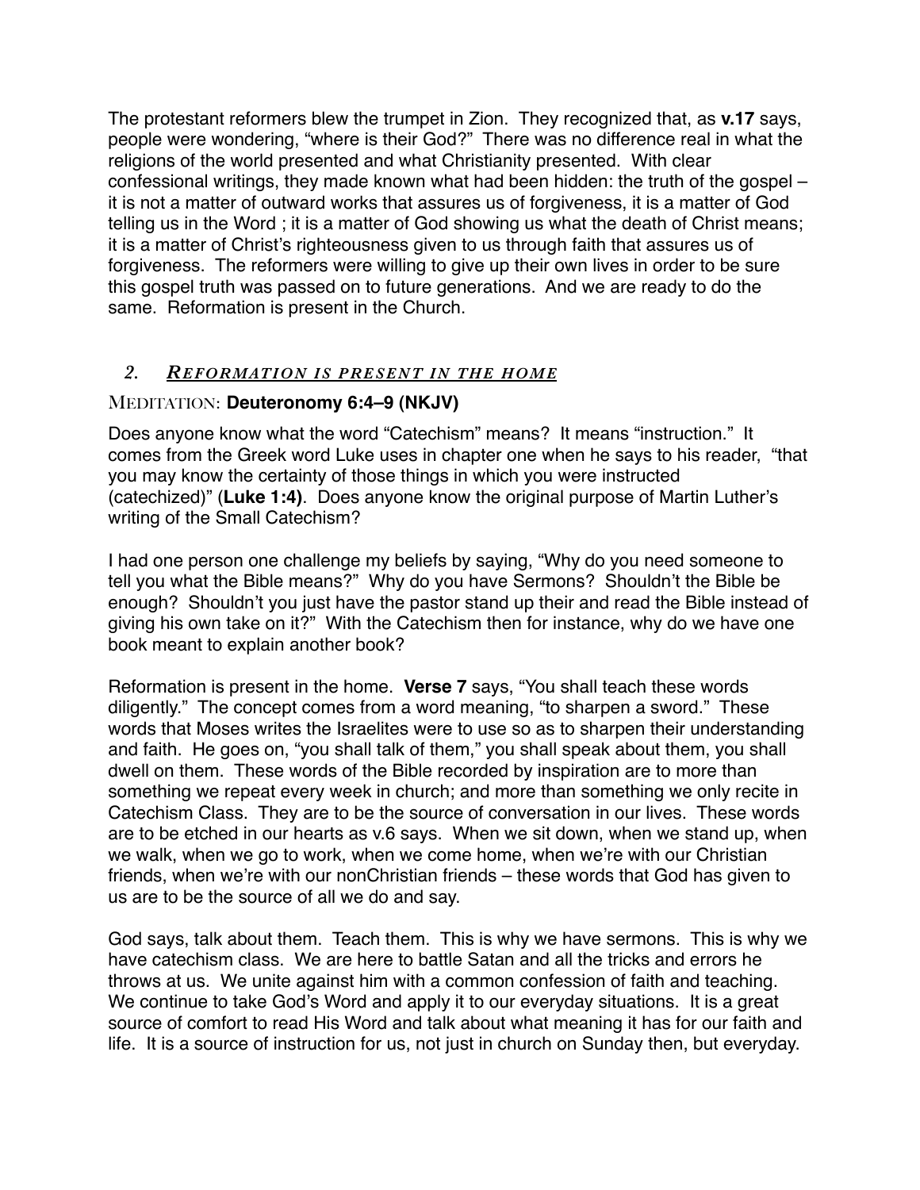The protestant reformers blew the trumpet in Zion. They recognized that, as **v.17** says, people were wondering, "where is their God?" There was no difference real in what the religions of the world presented and what Christianity presented. With clear confessional writings, they made known what had been hidden: the truth of the gospel – it is not a matter of outward works that assures us of forgiveness, it is a matter of God telling us in the Word ; it is a matter of God showing us what the death of Christ means; it is a matter of Christ's righteousness given to us through faith that assures us of forgiveness. The reformers were willing to give up their own lives in order to be sure this gospel truth was passed on to future generations. And we are ready to do the same. Reformation is present in the Church.

## 2. *Reformation is present in the home*

MEDITATION: **Deuteronomy 6:4–9 (NKJV)**

Does anyone know what the word "Catechism" means? It means "instruction." It comes from the Greek word Luke uses in chapter one when he says to his reader, "that you may know the certainty of those things in which you were instructed (catechized)" (**Luke 1:4)**. Does anyone know the original purpose of Martin Luther's writing of the Small Catechism?

I had one person one challenge my beliefs by saying, "Why do you need someone to tell you what the Bible means?" Why do you have Sermons? Shouldn't the Bible be enough? Shouldn't you just have the pastor stand up their and read the Bible instead of giving his own take on it?" With the Catechism then for instance, why do we have one book meant to explain another book?

Reformation is present in the home. **Verse 7** says, "You shall teach these words diligently." The concept comes from a word meaning, "to sharpen a sword." These words that Moses writes the Israelites were to use so as to sharpen their understanding and faith. He goes on, "you shall talk of them," you shall speak about them, you shall dwell on them. These words of the Bible recorded by inspiration are to more than something we repeat every week in church; and more than something we only recite in Catechism Class. They are to be the source of conversation in our lives. These words are to be etched in our hearts as v.6 says. When we sit down, when we stand up, when we walk, when we go to work, when we come home, when we're with our Christian friends, when we're with our nonChristian friends – these words that God has given to us are to be the source of all we do and say.

God says, talk about them. Teach them. This is why we have sermons. This is why we have catechism class. We are here to battle Satan and all the tricks and errors he throws at us. We unite against him with a common confession of faith and teaching. We continue to take God's Word and apply it to our everyday situations. It is a great source of comfort to read His Word and talk about what meaning it has for our faith and life. It is a source of instruction for us, not just in church on Sunday then, but everyday.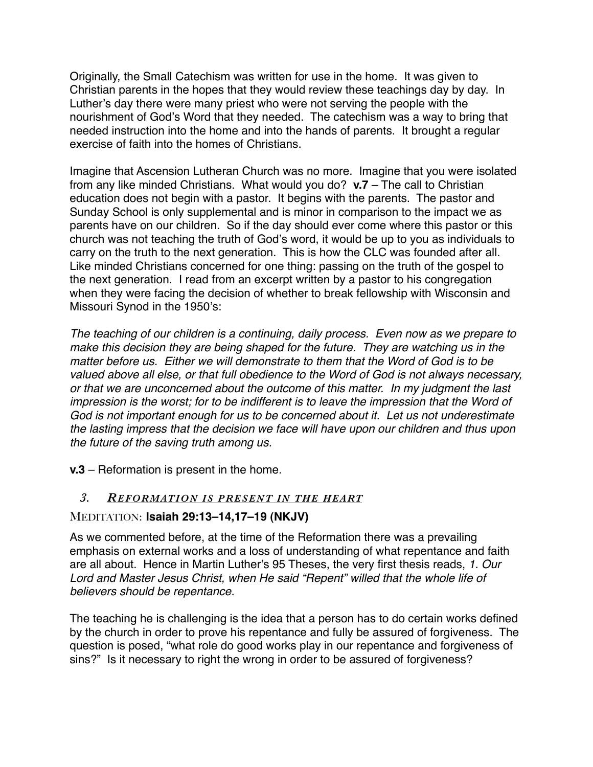Originally, the Small Catechism was written for use in the home. It was given to Christian parents in the hopes that they would review these teachings day by day. In Luther's day there were many priest who were not serving the people with the nourishment of God's Word that they needed. The catechism was a way to bring that needed instruction into the home and into the hands of parents. It brought a regular exercise of faith into the homes of Christians.

Imagine that Ascension Lutheran Church was no more. Imagine that you were isolated from any like minded Christians. What would you do? **v.7** – The call to Christian education does not begin with a pastor. It begins with the parents. The pastor and Sunday School is only supplemental and is minor in comparison to the impact we as parents have on our children. So if the day should ever come where this pastor or this church was not teaching the truth of God's word, it would be up to you as individuals to carry on the truth to the next generation. This is how the CLC was founded after all. Like minded Christians concerned for one thing: passing on the truth of the gospel to the next generation. I read from an excerpt written by a pastor to his congregation when they were facing the decision of whether to break fellowship with Wisconsin and Missouri Synod in the 1950's:

*The teaching of our children is a continuing, daily process. Even now as we prepare to make this decision they are being shaped for the future. They are watching us in the matter before us. Either we will demonstrate to them that the Word of God is to be valued above all else, or that full obedience to the Word of God is not always necessary, or that we are unconcerned about the outcome of this matter. In my judgment the last impression is the worst; for to be indifferent is to leave the impression that the Word of God is not important enough for us to be concerned about it. Let us not underestimate the lasting impress that the decision we face will have upon our children and thus upon the future of the saving truth among us.*

**v.3** – Reformation is present in the home.

### 3. ***Reformation is present in the heart***

MEDITATION: **Isaiah 29:13–14,17–19 (NKJV)**

As we commented before, at the time of the Reformation there was a prevailing emphasis on external works and a loss of understanding of what repentance and faith are all about. Hence in Martin Luther's 95 Theses, the very first thesis reads, *1. Our Lord and Master Jesus Christ, when He said "Repent" willed that the whole life of believers should be repentance.*

The teaching he is challenging is the idea that a person has to do certain works defined by the church in order to prove his repentance and fully be assured of forgiveness. The question is posed, "what role do good works play in our repentance and forgiveness of sins?" Is it necessary to right the wrong in order to be assured of forgiveness?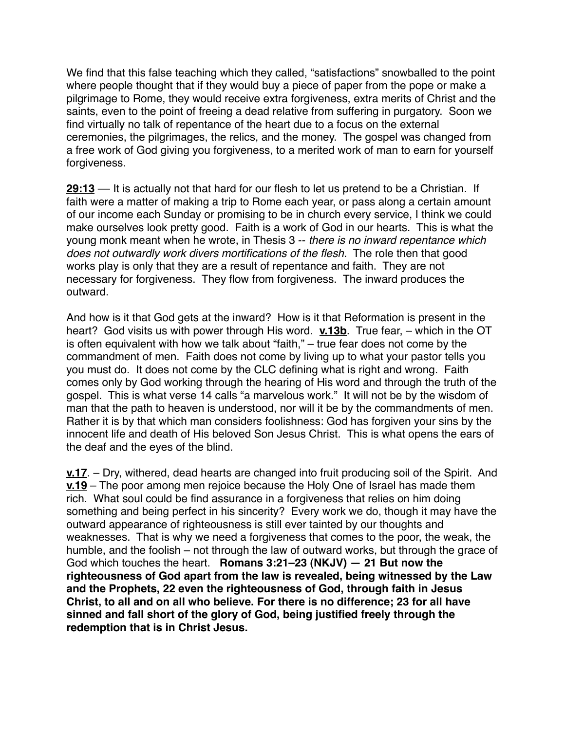We find that this false teaching which they called, “satisfactions” snowballed to the point where people thought that if they would buy a piece of paper from the pope or make a pilgrimage to Rome, they would receive extra forgiveness, extra merits of Christ and the saints, even to the point of freeing a dead relative from suffering in purgatory. Soon we find virtually no talk of repentance of the heart due to a focus on the external ceremonies, the pilgrimages, the relics, and the money. The gospel was changed from a free work of God giving you forgiveness, to a merited work of man to earn for yourself forgiveness.

**29:13** — It is actually not that hard for our flesh to let us pretend to be a Christian. If faith were a matter of making a trip to Rome each year, or pass along a certain amount of our income each Sunday or promising to be in church every service, I think we could make ourselves look pretty good. Faith is a work of God in our hearts. This is what the young monk meant when he wrote, in Thesis 3 -- *there is no inward repentance which does not outwardly work divers mortifications of the flesh.* The role then that good works play is only that they are a result of repentance and faith. They are not necessary for forgiveness. They flow from forgiveness. The inward produces the outward.

And how is it that God gets at the inward? How is it that Reformation is present in the heart? God visits us with power through His word. **v.13b**. True fear, – which in the OT is often equivalent with how we talk about “faith,” – true fear does not come by the commandment of men. Faith does not come by living up to what your pastor tells you you must do. It does not come by the CLC defining what is right and wrong. Faith comes only by God working through the hearing of His word and through the truth of the gospel. This is what verse 14 calls “a marvelous work.” It will not be by the wisdom of man that the path to heaven is understood, nor will it be by the commandments of men. Rather it is by that which man considers foolishness: God has forgiven your sins by the innocent life and death of His beloved Son Jesus Christ. This is what opens the ears of the deaf and the eyes of the blind.

**v.17**. – Dry, withered, dead hearts are changed into fruit producing soil of the Spirit. And **v.19** – The poor among men rejoice because the Holy One of Israel has made them rich. What soul could be find assurance in a forgiveness that relies on him doing something and being perfect in his sincerity? Every work we do, though it may have the outward appearance of righteousness is still ever tainted by our thoughts and weaknesses. That is why we need a forgiveness that comes to the poor, the weak, the humble, and the foolish – not through the law of outward works, but through the grace of God which touches the heart. **Romans 3:21–23 (NKJV) — 21 But now the righteousness of God apart from the law is revealed, being witnessed by the Law and the Prophets, 22 even the righteousness of God, through faith in Jesus Christ, to all and on all who believe. For there is no difference; 23 for all have sinned and fall short of the glory of God, being justified freely through the redemption that is in Christ Jesus.**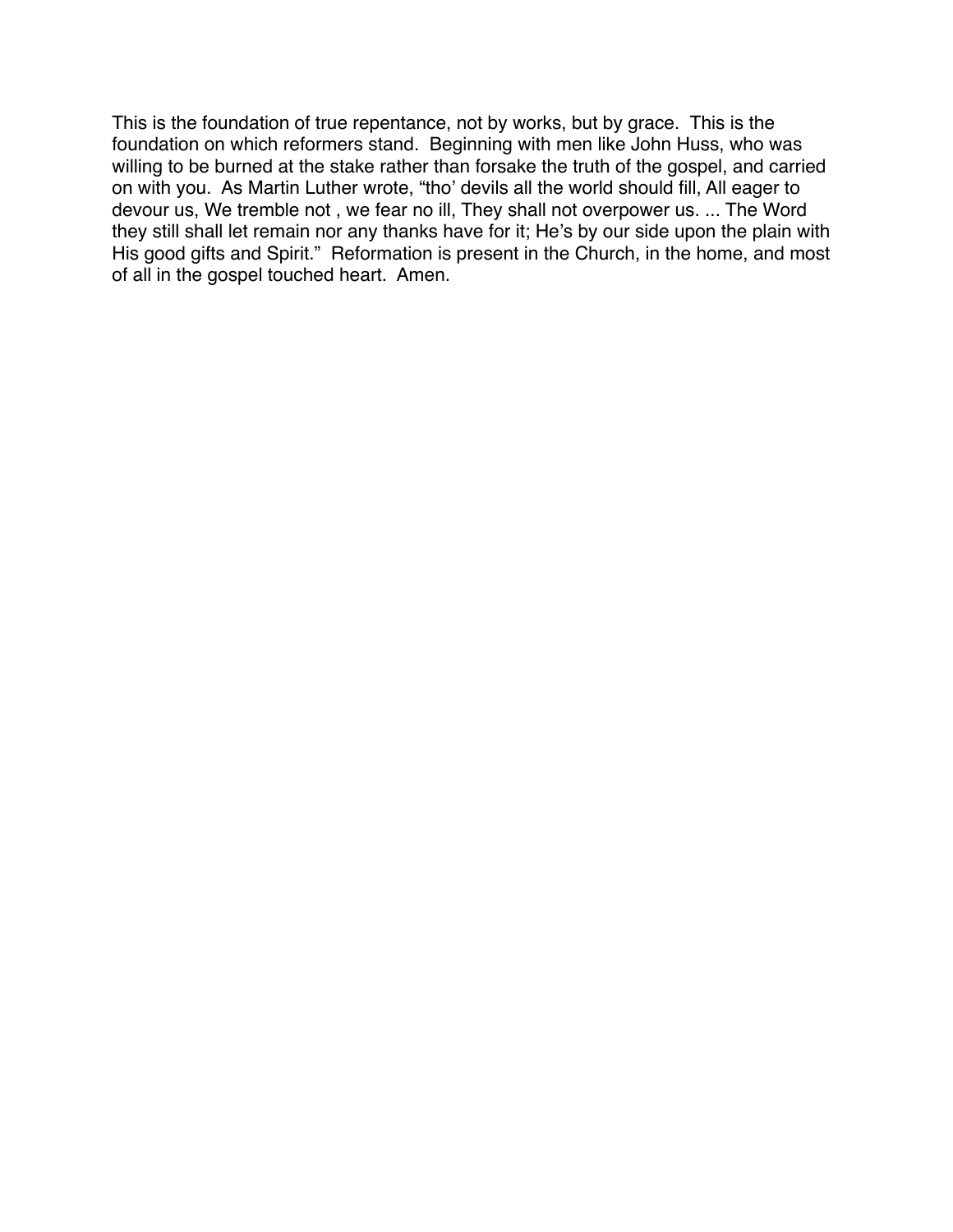This is the foundation of true repentance, not by works, but by grace. This is the foundation on which reformers stand. Beginning with men like John Huss, who was willing to be burned at the stake rather than forsake the truth of the gospel, and carried on with you. As Martin Luther wrote, "tho' devils all the world should fill, All eager to devour us, We tremble not , we fear no ill, They shall not overpower us. ... The Word they still shall let remain nor any thanks have for it; He's by our side upon the plain with His good gifts and Spirit." Reformation is present in the Church, in the home, and most of all in the gospel touched heart. Amen.